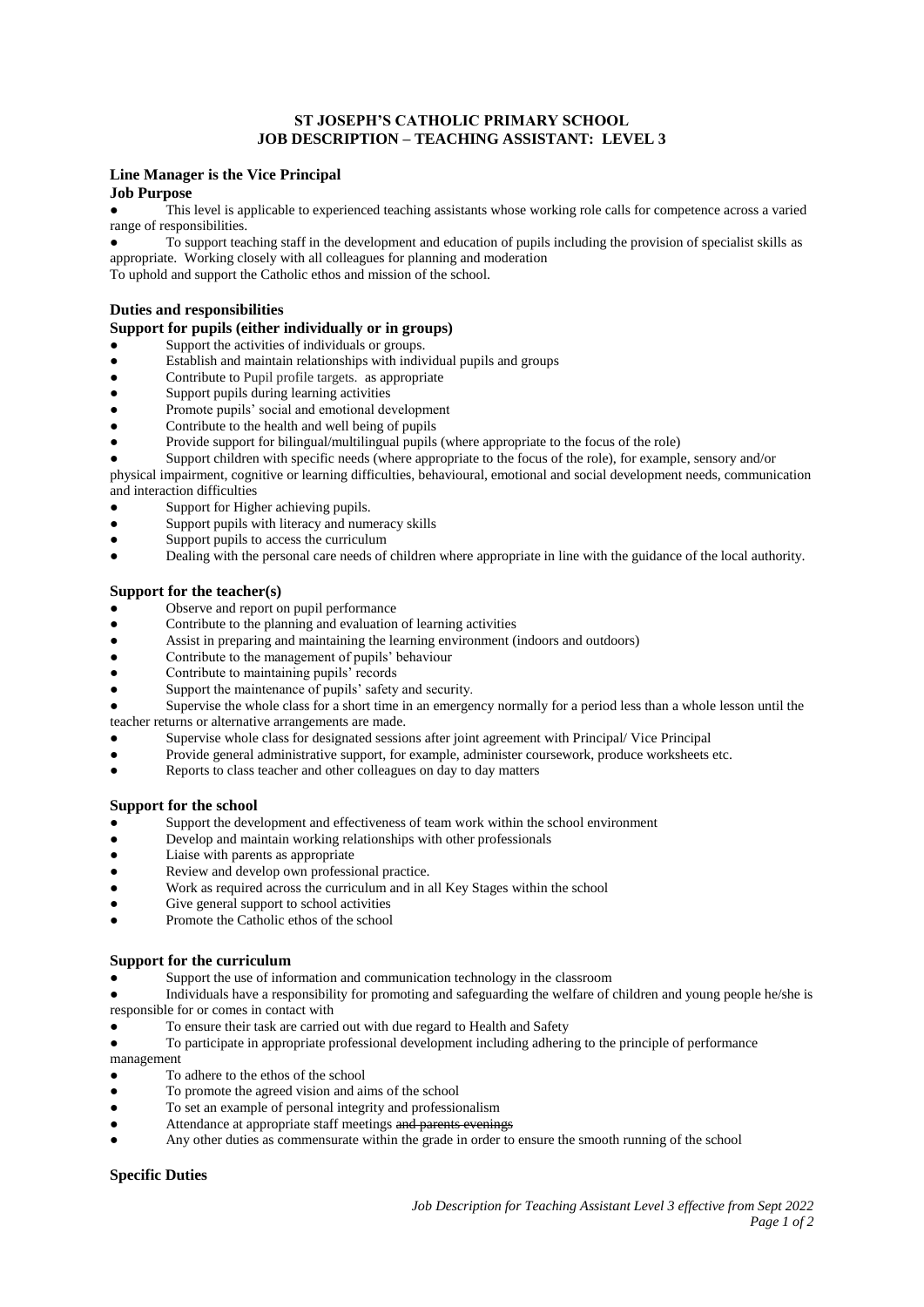# ST JOSEPH'S CATHOLIC PRIMARY SCHOOL
# JOB DESCRIPTION – TEACHING ASSISTANT: LEVEL 3

**Line Manager is the Vice Principal**

**Job Purpose**

- This level is applicable to experienced teaching assistants whose working role calls for competence across a varied range of responsibilities.
- To support teaching staff in the development and education of pupils including the provision of specialist skills as appropriate. Working closely with all colleagues for planning and moderation

To uphold and support the Catholic ethos and mission of the school.

## Duties and responsibilities

### Support for pupils (either individually or in groups)

- Support the activities of individuals or groups.
- Establish and maintain relationships with individual pupils and groups
- Contribute to Pupil profile targets. as appropriate
- Support pupils during learning activities
- Promote pupils' social and emotional development
- Contribute to the health and well being of pupils
- Provide support for bilingual/multilingual pupils (where appropriate to the focus of the role)
- Support children with specific needs (where appropriate to the focus of the role), for example, sensory and/or physical impairment, cognitive or learning difficulties, behavioural, emotional and social development needs, communication and interaction difficulties
- Support for Higher achieving pupils.
- Support pupils with literacy and numeracy skills
- Support pupils to access the curriculum
- Dealing with the personal care needs of children where appropriate in line with the guidance of the local authority.

### Support for the teacher(s)

- Observe and report on pupil performance
- Contribute to the planning and evaluation of learning activities
- Assist in preparing and maintaining the learning environment (indoors and outdoors)
- Contribute to the management of pupils' behaviour
- Contribute to maintaining pupils' records
- Support the maintenance of pupils' safety and security.
- Supervise the whole class for a short time in an emergency normally for a period less than a whole lesson until the teacher returns or alternative arrangements are made.
- Supervise whole class for designated sessions after joint agreement with Principal/ Vice Principal
- Provide general administrative support, for example, administer coursework, produce worksheets etc.
- Reports to class teacher and other colleagues on day to day matters

### Support for the school

- Support the development and effectiveness of team work within the school environment
- Develop and maintain working relationships with other professionals
- Liaise with parents as appropriate
- Review and develop own professional practice.
- Work as required across the curriculum and in all Key Stages within the school
- Give general support to school activities
- Promote the Catholic ethos of the school

### Support for the curriculum

- Support the use of information and communication technology in the classroom
- Individuals have a responsibility for promoting and safeguarding the welfare of children and young people he/she is responsible for or comes in contact with
- To ensure their task are carried out with due regard to Health and Safety
- To participate in appropriate professional development including adhering to the principle of performance management
- To adhere to the ethos of the school
- To promote the agreed vision and aims of the school
- To set an example of personal integrity and professionalism
- Attendance at appropriate staff meetings ~~and parents evenings~~
- Any other duties as commensurate within the grade in order to ensure the smooth running of the school

### Specific Duties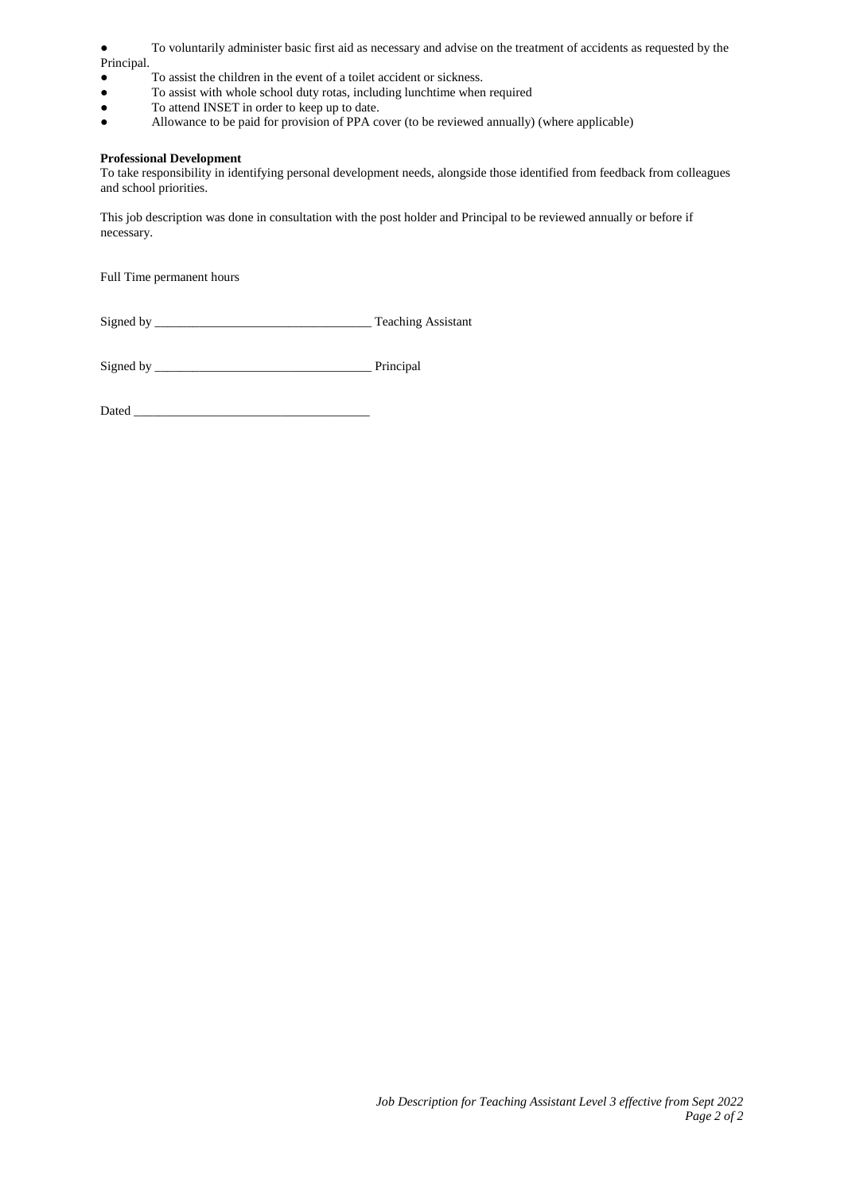- To voluntarily administer basic first aid as necessary and advise on the treatment of accidents as requested by the Principal.
- To assist the children in the event of a toilet accident or sickness.
- To assist with whole school duty rotas, including lunchtime when required
- To attend INSET in order to keep up to date.
- Allowance to be paid for provision of PPA cover (to be reviewed annually) (where applicable)

**Professional Development**

To take responsibility in identifying personal development needs, alongside those identified from feedback from colleagues and school priorities.

This job description was done in consultation with the post holder and Principal to be reviewed annually or before if necessary.

Full Time permanent hours

Signed by __________________________________ Teaching Assistant

Signed by __________________________________ Principal

Dated _____________________________________